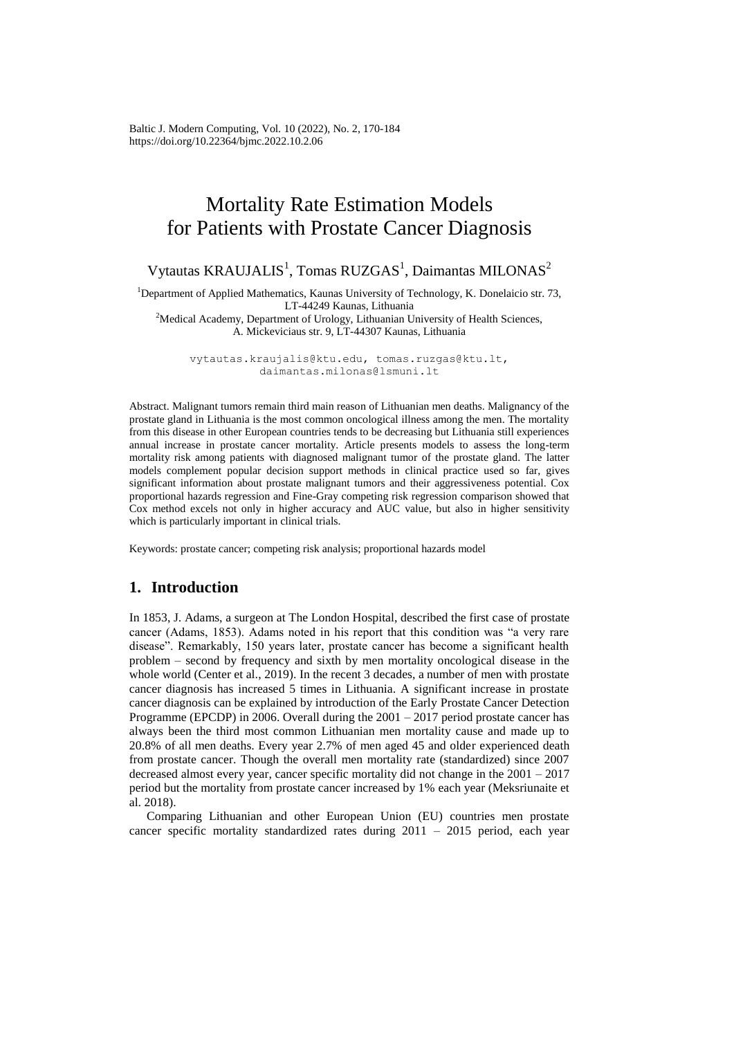# Mortality Rate Estimation Models for Patients with Prostate Cancer Diagnosis

Vytautas KRAUJALIS[1], Tomas RUZGAS[1], Daimantas MILONAS[2]

[1]Department of Applied Mathematics, Kaunas University of Technology, K. Donelaicio str. 73, LT-44249 Kaunas, Lithuania
[2]Medical Academy, Department of Urology, Lithuanian University of Health Sciences, A. Mickeviciaus str. 9, LT-44307 Kaunas, Lithuania

vytautas.kraujalis@ktu.edu, tomas.ruzgas@ktu.lt, daimantas.milonas@lsmuni.lt

**Abstract.** Malignant tumors remain third main reason of Lithuanian men deaths. Malignancy of the prostate gland in Lithuania is the most common oncological illness among the men. The mortality from this disease in other European countries tends to be decreasing but Lithuania still experiences annual increase in prostate cancer mortality. Article presents models to assess the long-term mortality risk among patients with diagnosed malignant tumor of the prostate gland. The latter models complement popular decision support methods in clinical practice used so far, gives significant information about prostate malignant tumors and their aggressiveness potential. Cox proportional hazards regression and Fine-Gray competing risk regression comparison showed that Cox method excels not only in higher accuracy and AUC value, but also in higher sensitivity which is particularly important in clinical trials.

**Keywords:** prostate cancer; competing risk analysis; proportional hazards model

## 1. Introduction

In 1853, J. Adams, a surgeon at The London Hospital, described the first case of prostate cancer (Adams, 1853). Adams noted in his report that this condition was "a very rare disease". Remarkably, 150 years later, prostate cancer has become a significant health problem – second by frequency and sixth by men mortality oncological disease in the whole world (Center et al., 2019). In the recent 3 decades, a number of men with prostate cancer diagnosis has increased 5 times in Lithuania. A significant increase in prostate cancer diagnosis can be explained by introduction of the Early Prostate Cancer Detection Programme (EPCDP) in 2006. Overall during the 2001 – 2017 period prostate cancer has always been the third most common Lithuanian men mortality cause and made up to 20.8% of all men deaths. Every year 2.7% of men aged 45 and older experienced death from prostate cancer. Though the overall men mortality rate (standardized) since 2007 decreased almost every year, cancer specific mortality did not change in the 2001 – 2017 period but the mortality from prostate cancer increased by 1% each year (Meksriunaite et al. 2018).

Comparing Lithuanian and other European Union (EU) countries men prostate cancer specific mortality standardized rates during 2011 – 2015 period, each year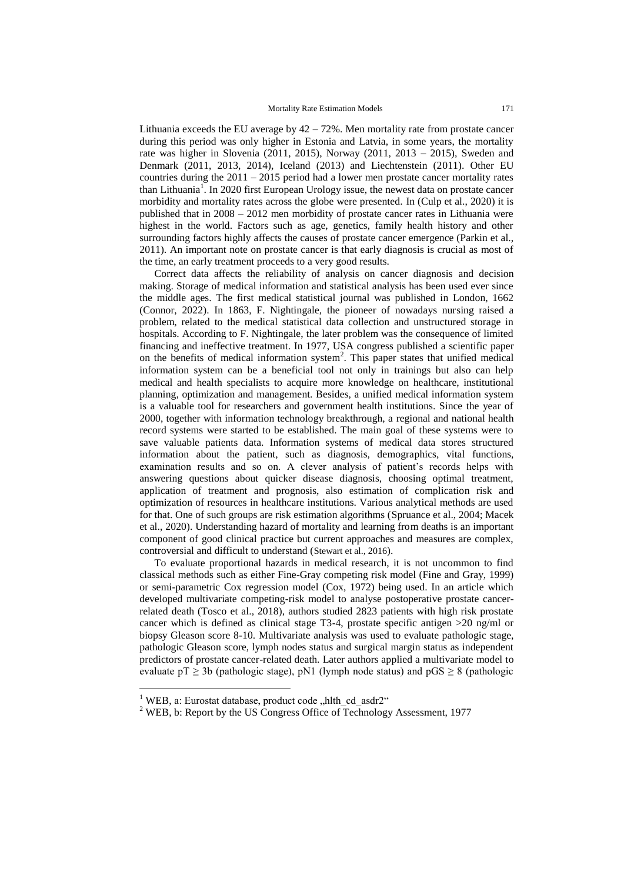Lithuania exceeds the EU average by 42 – 72%. Men mortality rate from prostate cancer during this period was only higher in Estonia and Latvia, in some years, the mortality rate was higher in Slovenia (2011, 2015), Norway (2011, 2013 – 2015), Sweden and Denmark (2011, 2013, 2014), Iceland (2013) and Liechtenstein (2011). Other EU countries during the 2011 – 2015 period had a lower men prostate cancer mortality rates than Lithuania[1]. In 2020 first European Urology issue, the newest data on prostate cancer morbidity and mortality rates across the globe were presented. In (Culp et al., 2020) it is published that in 2008 – 2012 men morbidity of prostate cancer rates in Lithuania were highest in the world. Factors such as age, genetics, family health history and other surrounding factors highly affects the causes of prostate cancer emergence (Parkin et al., 2011). An important note on prostate cancer is that early diagnosis is crucial as most of the time, an early treatment proceeds to a very good results.

Correct data affects the reliability of analysis on cancer diagnosis and decision making. Storage of medical information and statistical analysis has been used ever since the middle ages. The first medical statistical journal was published in London, 1662 (Connor, 2022). In 1863, F. Nightingale, the pioneer of nowadays nursing raised a problem, related to the medical statistical data collection and unstructured storage in hospitals. According to F. Nightingale, the later problem was the consequence of limited financing and ineffective treatment. In 1977, USA congress published a scientific paper on the benefits of medical information system[2]. This paper states that unified medical information system can be a beneficial tool not only in trainings but also can help medical and health specialists to acquire more knowledge on healthcare, institutional planning, optimization and management. Besides, a unified medical information system is a valuable tool for researchers and government health institutions. Since the year of 2000, together with information technology breakthrough, a regional and national health record systems were started to be established. The main goal of these systems were to save valuable patients data. Information systems of medical data stores structured information about the patient, such as diagnosis, demographics, vital functions, examination results and so on. A clever analysis of patient's records helps with answering questions about quicker disease diagnosis, choosing optimal treatment, application of treatment and prognosis, also estimation of complication risk and optimization of resources in healthcare institutions. Various analytical methods are used for that. One of such groups are risk estimation algorithms (Spruance et al., 2004; Macek et al., 2020). Understanding hazard of mortality and learning from deaths is an important component of good clinical practice but current approaches and measures are complex, controversial and difficult to understand (Stewart et al., 2016).

To evaluate proportional hazards in medical research, it is not uncommon to find classical methods such as either Fine-Gray competing risk model (Fine and Gray, 1999) or semi-parametric Cox regression model (Cox, 1972) being used. In an article which developed multivariate competing-risk model to analyse postoperative prostate cancer-related death (Tosco et al., 2018), authors studied 2823 patients with high risk prostate cancer which is defined as clinical stage T3-4, prostate specific antigen >20 ng/ml or biopsy Gleason score 8-10. Multivariate analysis was used to evaluate pathologic stage, pathologic Gleason score, lymph nodes status and surgical margin status as independent predictors of prostate cancer-related death. Later authors applied a multivariate model to evaluate $pT \geq 3b$ (pathologic stage), pN1 (lymph node status) and $pGS \geq 8$ (pathologic

---

[1] WEB, a: Eurostat database, product code „hlth_cd_asdr2"

[2] WEB, b: Report by the US Congress Office of Technology Assessment, 1977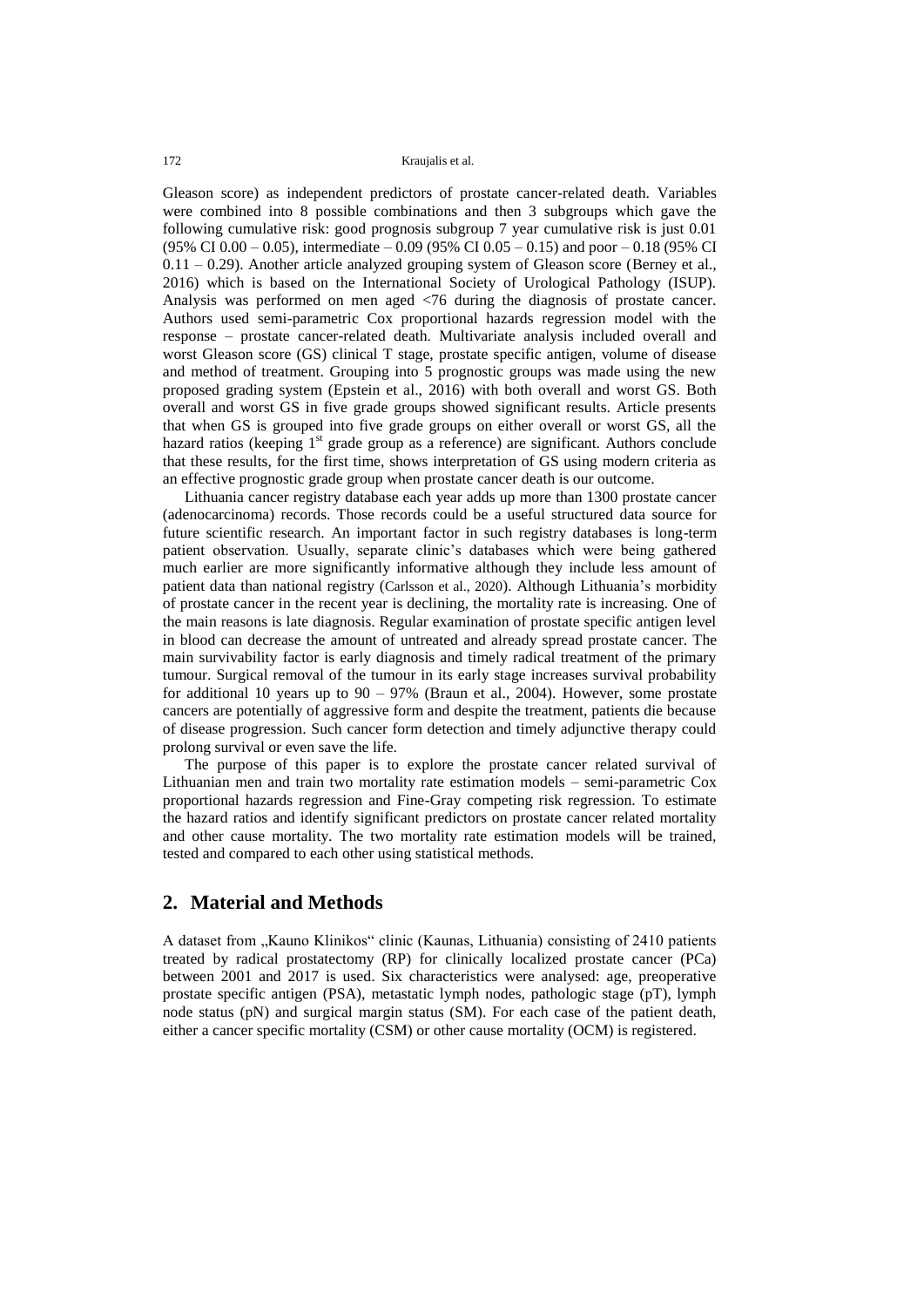Gleason score) as independent predictors of prostate cancer-related death. Variables were combined into 8 possible combinations and then 3 subgroups which gave the following cumulative risk: good prognosis subgroup 7 year cumulative risk is just 0.01 (95% CI 0.00 – 0.05), intermediate – 0.09 (95% CI 0.05 – 0.15) and poor – 0.18 (95% CI 0.11 – 0.29). Another article analyzed grouping system of Gleason score (Berney et al., 2016) which is based on the International Society of Urological Pathology (ISUP). Analysis was performed on men aged <76 during the diagnosis of prostate cancer. Authors used semi-parametric Cox proportional hazards regression model with the response – prostate cancer-related death. Multivariate analysis included overall and worst Gleason score (GS) clinical T stage, prostate specific antigen, volume of disease and method of treatment. Grouping into 5 prognostic groups was made using the new proposed grading system (Epstein et al., 2016) with both overall and worst GS. Both overall and worst GS in five grade groups showed significant results. Article presents that when GS is grouped into five grade groups on either overall or worst GS, all the hazard ratios (keeping 1st grade group as a reference) are significant. Authors conclude that these results, for the first time, shows interpretation of GS using modern criteria as an effective prognostic grade group when prostate cancer death is our outcome.

Lithuania cancer registry database each year adds up more than 1300 prostate cancer (adenocarcinoma) records. Those records could be a useful structured data source for future scientific research. An important factor in such registry databases is long-term patient observation. Usually, separate clinic's databases which were being gathered much earlier are more significantly informative although they include less amount of patient data than national registry (Carlsson et al., 2020). Although Lithuania's morbidity of prostate cancer in the recent year is declining, the mortality rate is increasing. One of the main reasons is late diagnosis. Regular examination of prostate specific antigen level in blood can decrease the amount of untreated and already spread prostate cancer. The main survivability factor is early diagnosis and timely radical treatment of the primary tumour. Surgical removal of the tumour in its early stage increases survival probability for additional 10 years up to 90 – 97% (Braun et al., 2004). However, some prostate cancers are potentially of aggressive form and despite the treatment, patients die because of disease progression. Such cancer form detection and timely adjunctive therapy could prolong survival or even save the life.

The purpose of this paper is to explore the prostate cancer related survival of Lithuanian men and train two mortality rate estimation models – semi-parametric Cox proportional hazards regression and Fine-Gray competing risk regression. To estimate the hazard ratios and identify significant predictors on prostate cancer related mortality and other cause mortality. The two mortality rate estimation models will be trained, tested and compared to each other using statistical methods.

## 2. Material and Methods

A dataset from „Kauno Klinikos" clinic (Kaunas, Lithuania) consisting of 2410 patients treated by radical prostatectomy (RP) for clinically localized prostate cancer (PCa) between 2001 and 2017 is used. Six characteristics were analysed: age, preoperative prostate specific antigen (PSA), metastatic lymph nodes, pathologic stage (pT), lymph node status (pN) and surgical margin status (SM). For each case of the patient death, either a cancer specific mortality (CSM) or other cause mortality (OCM) is registered.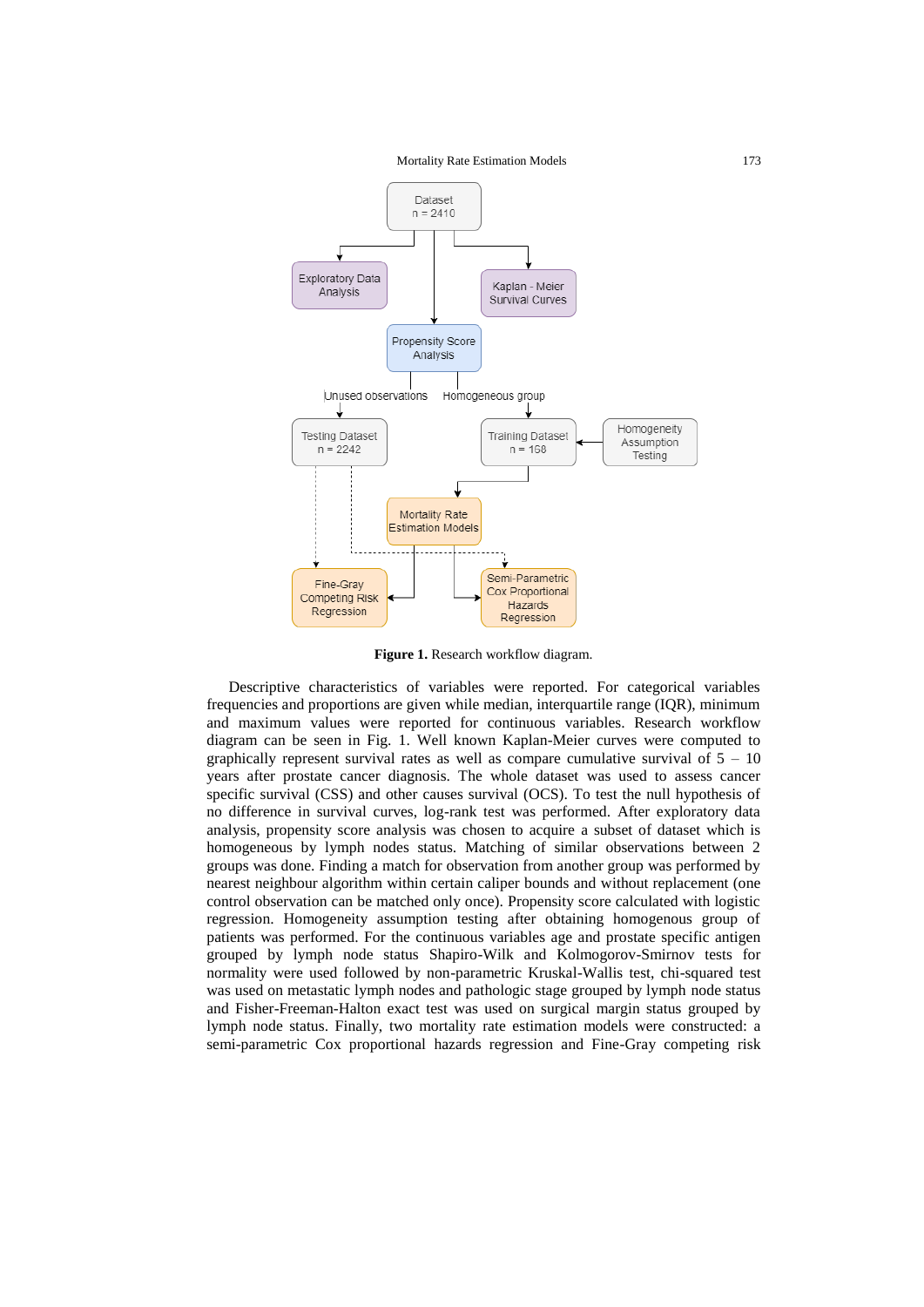**Figure 1.** Research workflow diagram.

Descriptive characteristics of variables were reported. For categorical variables frequencies and proportions are given while median, interquartile range (IQR), minimum and maximum values were reported for continuous variables. Research workflow diagram can be seen in Fig. 1. Well known Kaplan-Meier curves were computed to graphically represent survival rates as well as compare cumulative survival of 5 – 10 years after prostate cancer diagnosis. The whole dataset was used to assess cancer specific survival (CSS) and other causes survival (OCS). To test the null hypothesis of no difference in survival curves, log-rank test was performed. After exploratory data analysis, propensity score analysis was chosen to acquire a subset of dataset which is homogeneous by lymph nodes status. Matching of similar observations between 2 groups was done. Finding a match for observation from another group was performed by nearest neighbour algorithm within certain caliper bounds and without replacement (one control observation can be matched only once). Propensity score calculated with logistic regression. Homogeneity assumption testing after obtaining homogenous group of patients was performed. For the continuous variables age and prostate specific antigen grouped by lymph node status Shapiro-Wilk and Kolmogorov-Smirnov tests for normality were used followed by non-parametric Kruskal-Wallis test, chi-squared test was used on metastatic lymph nodes and pathologic stage grouped by lymph node status and Fisher-Freeman-Halton exact test was used on surgical margin status grouped by lymph node status. Finally, two mortality rate estimation models were constructed: a semi-parametric Cox proportional hazards regression and Fine-Gray competing risk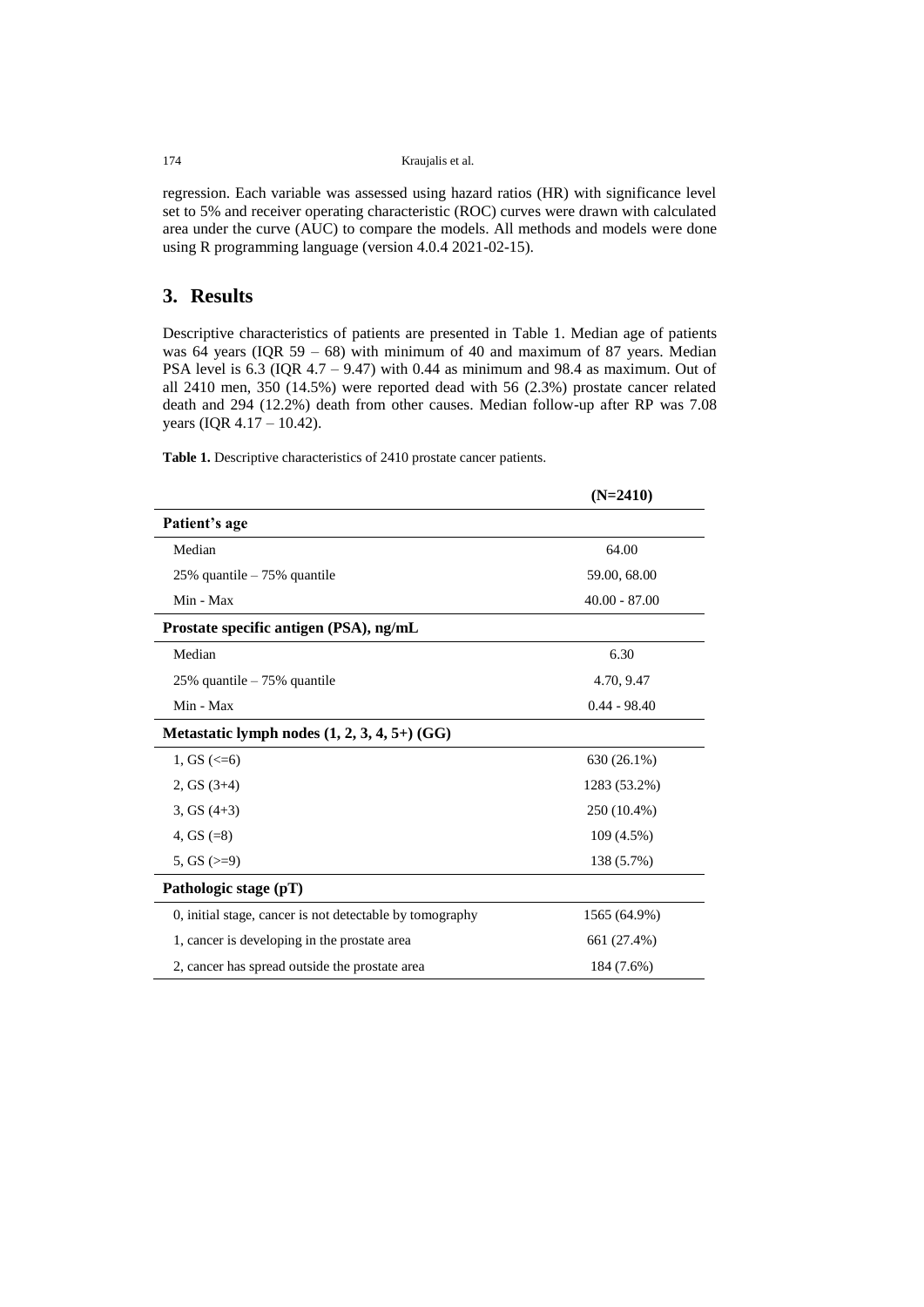regression. Each variable was assessed using hazard ratios (HR) with significance level set to 5% and receiver operating characteristic (ROC) curves were drawn with calculated area under the curve (AUC) to compare the models. All methods and models were done using R programming language (version 4.0.4 2021-02-15).

## 3. Results

Descriptive characteristics of patients are presented in Table 1. Median age of patients was 64 years (IQR 59 – 68) with minimum of 40 and maximum of 87 years. Median PSA level is 6.3 (IQR 4.7 – 9.47) with 0.44 as minimum and 98.4 as maximum. Out of all 2410 men, 350 (14.5%) were reported dead with 56 (2.3%) prostate cancer related death and 294 (12.2%) death from other causes. Median follow-up after RP was 7.08 years (IQR 4.17 – 10.42).

**Table 1.** Descriptive characteristics of 2410 prostate cancer patients.

| | **(N=2410)** |
|---|---|
| **Patient's age** | |
| Median | 64.00 |
| 25% quantile – 75% quantile | 59.00, 68.00 |
| Min - Max | 40.00 - 87.00 |
| **Prostate specific antigen (PSA), ng/mL** | |
| Median | 6.30 |
| 25% quantile – 75% quantile | 4.70, 9.47 |
| Min - Max | 0.44 - 98.40 |
| **Metastatic lymph nodes (1, 2, 3, 4, 5+) (GG)** | |
| 1, GS (<=6) | 630 (26.1%) |
| 2, GS (3+4) | 1283 (53.2%) |
| 3, GS (4+3) | 250 (10.4%) |
| 4, GS (=8) | 109 (4.5%) |
| 5, GS (>=9) | 138 (5.7%) |
| **Pathologic stage (pT)** | |
| 0, initial stage, cancer is not detectable by tomography | 1565 (64.9%) |
| 1, cancer is developing in the prostate area | 661 (27.4%) |
| 2, cancer has spread outside the prostate area | 184 (7.6%) |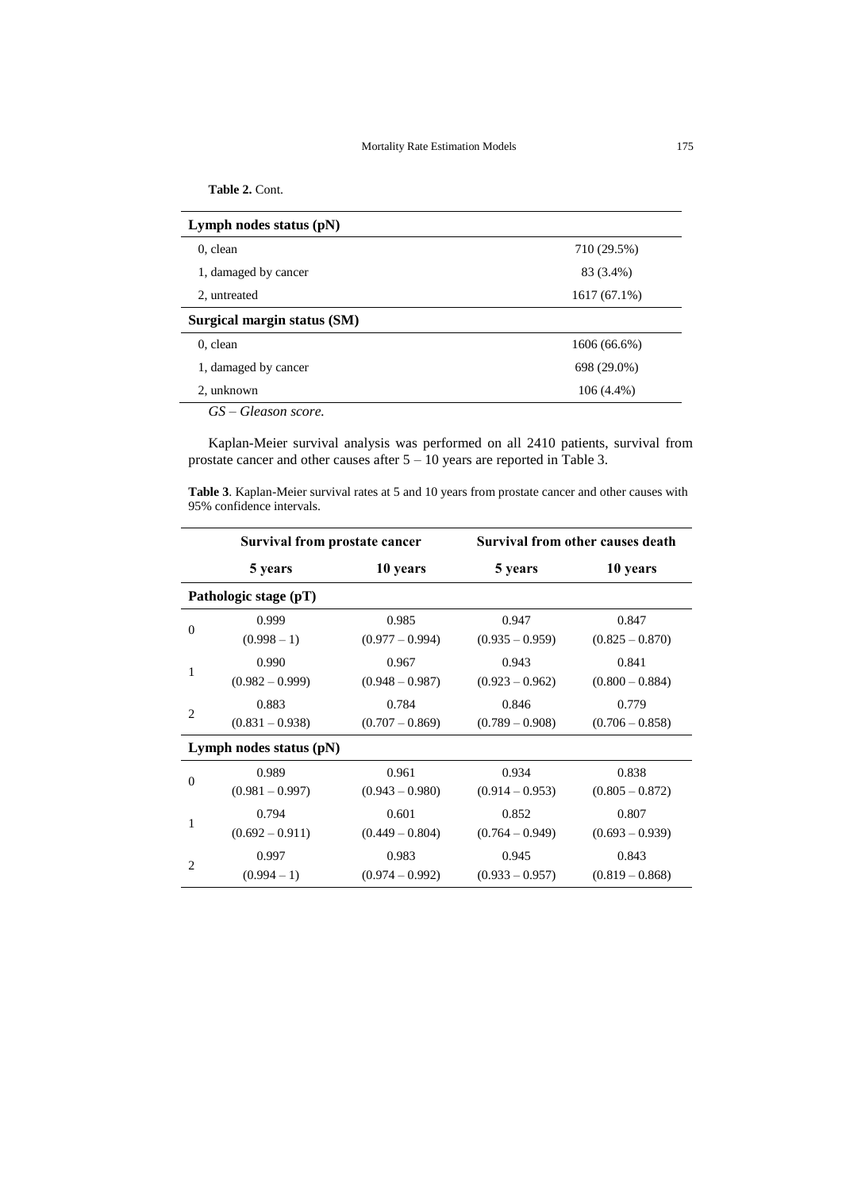**Table 2.** Cont.

| Lymph nodes status (pN) | |
|---|---|
| 0, clean | 710 (29.5%) |
| 1, damaged by cancer | 83 (3.4%) |
| 2, untreated | 1617 (67.1%) |
| **Surgical margin status (SM)** | |
| 0, clean | 1606 (66.6%) |
| 1, damaged by cancer | 698 (29.0%) |
| 2, unknown | 106 (4.4%) |

*GS – Gleason score.*

Kaplan-Meier survival analysis was performed on all 2410 patients, survival from prostate cancer and other causes after 5 – 10 years are reported in Table 3.

**Table 3**. Kaplan-Meier survival rates at 5 and 10 years from prostate cancer and other causes with 95% confidence intervals.

| | Survival from prostate cancer | | Survival from other causes death | |
|---|---|---|---|---|
| | **5 years** | **10 years** | **5 years** | **10 years** |
| **Pathologic stage (pT)** | | | | |
| 0 | 0.999 (0.998 – 1) | 0.985 (0.977 – 0.994) | 0.947 (0.935 – 0.959) | 0.847 (0.825 – 0.870) |
| 1 | 0.990 (0.982 – 0.999) | 0.967 (0.948 – 0.987) | 0.943 (0.923 – 0.962) | 0.841 (0.800 – 0.884) |
| 2 | 0.883 (0.831 – 0.938) | 0.784 (0.707 – 0.869) | 0.846 (0.789 – 0.908) | 0.779 (0.706 – 0.858) |
| **Lymph nodes status (pN)** | | | | |
| 0 | 0.989 (0.981 – 0.997) | 0.961 (0.943 – 0.980) | 0.934 (0.914 – 0.953) | 0.838 (0.805 – 0.872) |
| 1 | 0.794 (0.692 – 0.911) | 0.601 (0.449 – 0.804) | 0.852 (0.764 – 0.949) | 0.807 (0.693 – 0.939) |
| 2 | 0.997 (0.994 – 1) | 0.983 (0.974 – 0.992) | 0.945 (0.933 – 0.957) | 0.843 (0.819 – 0.868) |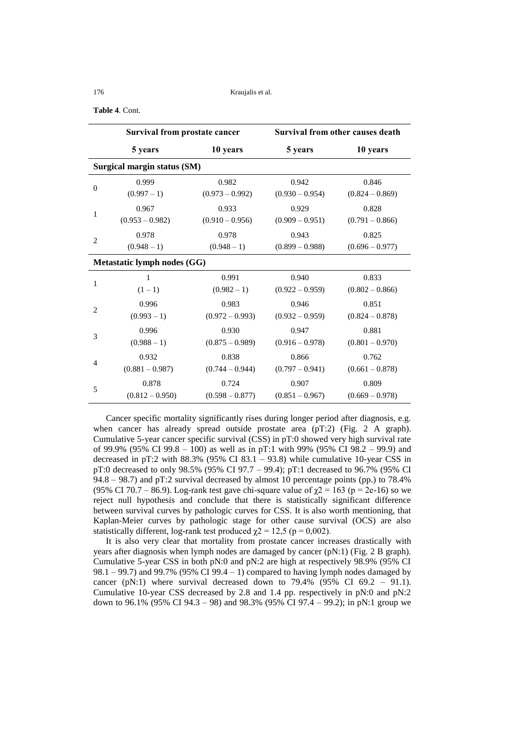**Table 4**. Cont.

| | Survival from prostate cancer | | Survival from other causes death | |
|---|---|---|---|---|
| | 5 years | 10 years | 5 years | 10 years |
| **Surgical margin status (SM)** | | | | |
| 0 | 0.999<br>(0.997 – 1) | 0.982<br>(0.973 – 0.992) | 0.942<br>(0.930 – 0.954) | 0.846<br>(0.824 – 0.869) |
| 1 | 0.967<br>(0.953 – 0.982) | 0.933<br>(0.910 – 0.956) | 0.929<br>(0.909 – 0.951) | 0.828<br>(0.791 – 0.866) |
| 2 | 0.978<br>(0.948 – 1) | 0.978<br>(0.948 – 1) | 0.943<br>(0.899 – 0.988) | 0.825<br>(0.696 – 0.977) |
| **Metastatic lymph nodes (GG)** | | | | |
| 1 | 1<br>(1 – 1) | 0.991<br>(0.982 – 1) | 0.940<br>(0.922 – 0.959) | 0.833<br>(0.802 – 0.866) |
| 2 | 0.996<br>(0.993 – 1) | 0.983<br>(0.972 – 0.993) | 0.946<br>(0.932 – 0.959) | 0.851<br>(0.824 – 0.878) |
| 3 | 0.996<br>(0.988 – 1) | 0.930<br>(0.875 – 0.989) | 0.947<br>(0.916 – 0.978) | 0.881<br>(0.801 – 0.970) |
| 4 | 0.932<br>(0.881 – 0.987) | 0.838<br>(0.744 – 0.944) | 0.866<br>(0.797 – 0.941) | 0.762<br>(0.661 – 0.878) |
| 5 | 0.878<br>(0.812 – 0.950) | 0.724<br>(0.598 – 0.877) | 0.907<br>(0.851 – 0.967) | 0.809<br>(0.669 – 0.978) |

Cancer specific mortality significantly rises during longer period after diagnosis, e.g. when cancer has already spread outside prostate area (pT:2) (Fig. 2 A graph). Cumulative 5-year cancer specific survival (CSS) in pT:0 showed very high survival rate of 99.9% (95% CI 99.8 – 100) as well as in pT:1 with 99% (95% CI 98.2 – 99.9) and decreased in pT:2 with 88.3% (95% CI 83.1 – 93.8) while cumulative 10-year CSS in pT:0 decreased to only 98.5% (95% CI 97.7 – 99.4); pT:1 decreased to 96.7% (95% CI 94.8 – 98.7) and pT:2 survival decreased by almost 10 percentage points (pp.) to 78.4% (95% CI 70.7 – 86.9). Log-rank test gave chi-square value of $\chi2 = 163$ ($p = 2e\text{-}16$) so we reject null hypothesis and conclude that there is statistically significant difference between survival curves by pathologic curves for CSS. It is also worth mentioning, that Kaplan-Meier curves by pathologic stage for other cause survival (OCS) are also statistically different, log-rank test produced $\chi2 = 12{,}5$ ($p = 0{,}002$).

It is also very clear that mortality from prostate cancer increases drastically with years after diagnosis when lymph nodes are damaged by cancer (pN:1) (Fig. 2 B graph). Cumulative 5-year CSS in both pN:0 and pN:2 are high at respectively 98.9% (95% CI 98.1 – 99.7) and 99.7% (95% CI 99.4 – 1) compared to having lymph nodes damaged by cancer (pN:1) where survival decreased down to 79.4% (95% CI 69.2 – 91.1). Cumulative 10-year CSS decreased by 2.8 and 1.4 pp. respectively in pN:0 and pN:2 down to 96.1% (95% CI 94.3 – 98) and 98.3% (95% CI 97.4 – 99.2); in pN:1 group we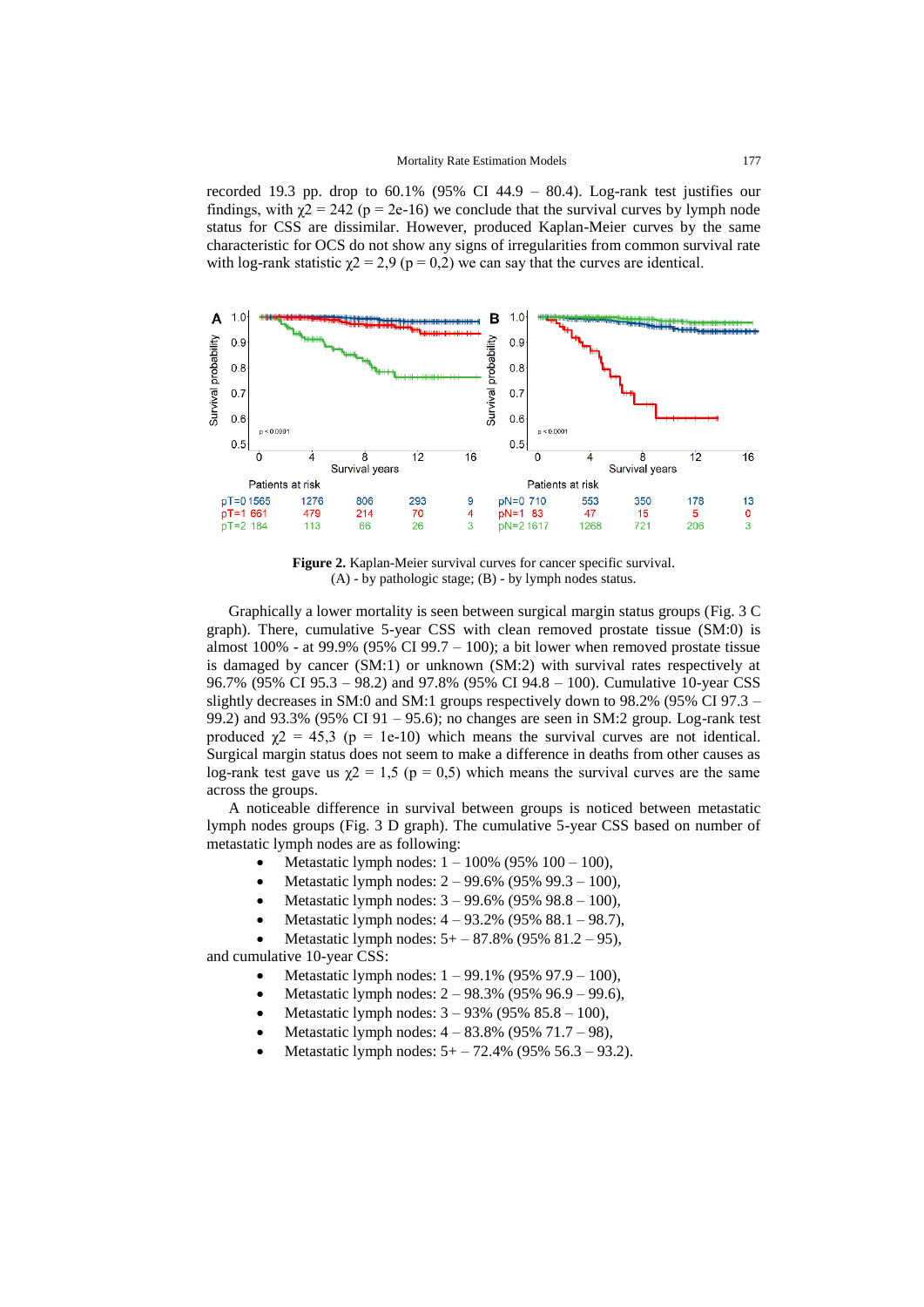recorded 19.3 pp. drop to 60.1% (95% CI 44.9 – 80.4). Log-rank test justifies our findings, with $\chi2 = 242$ ($p = 2e\text{-}16$) we conclude that the survival curves by lymph node status for CSS are dissimilar. However, produced Kaplan-Meier curves by the same characteristic for OCS do not show any signs of irregularities from common survival rate with log-rank statistic $\chi2 = 2{,}9$ ($p = 0{,}2$) we can say that the curves are identical.

**Figure 2.** Kaplan-Meier survival curves for cancer specific survival. (A) - by pathologic stage; (B) - by lymph nodes status.

Graphically a lower mortality is seen between surgical margin status groups (Fig. 3 C graph). There, cumulative 5-year CSS with clean removed prostate tissue (SM:0) is almost 100% - at 99.9% (95% CI 99.7 – 100); a bit lower when removed prostate tissue is damaged by cancer (SM:1) or unknown (SM:2) with survival rates respectively at 96.7% (95% CI 95.3 – 98.2) and 97.8% (95% CI 94.8 – 100). Cumulative 10-year CSS slightly decreases in SM:0 and SM:1 groups respectively down to 98.2% (95% CI 97.3 – 99.2) and 93.3% (95% CI 91 – 95.6); no changes are seen in SM:2 group. Log-rank test produced $\chi2 = 45{,}3$ ($p = 1e\text{-}10$) which means the survival curves are not identical. Surgical margin status does not seem to make a difference in deaths from other causes as log-rank test gave us $\chi2 = 1{,}5$ ($p = 0{,}5$) which means the survival curves are the same across the groups.

A noticeable difference in survival between groups is noticed between metastatic lymph nodes groups (Fig. 3 D graph). The cumulative 5-year CSS based on number of metastatic lymph nodes are as following:

- Metastatic lymph nodes: 1 – 100% (95% 100 – 100),
- Metastatic lymph nodes: 2 – 99.6% (95% 99.3 – 100),
- Metastatic lymph nodes: 3 – 99.6% (95% 98.8 – 100),
- Metastatic lymph nodes: 4 – 93.2% (95% 88.1 – 98.7),
- Metastatic lymph nodes: 5+ – 87.8% (95% 81.2 – 95),

and cumulative 10-year CSS:

- Metastatic lymph nodes: 1 – 99.1% (95% 97.9 – 100),
- Metastatic lymph nodes: 2 – 98.3% (95% 96.9 – 99.6),
- Metastatic lymph nodes: 3 – 93% (95% 85.8 – 100),
- Metastatic lymph nodes: 4 – 83.8% (95% 71.7 – 98),
- Metastatic lymph nodes: 5+ – 72.4% (95% 56.3 – 93.2).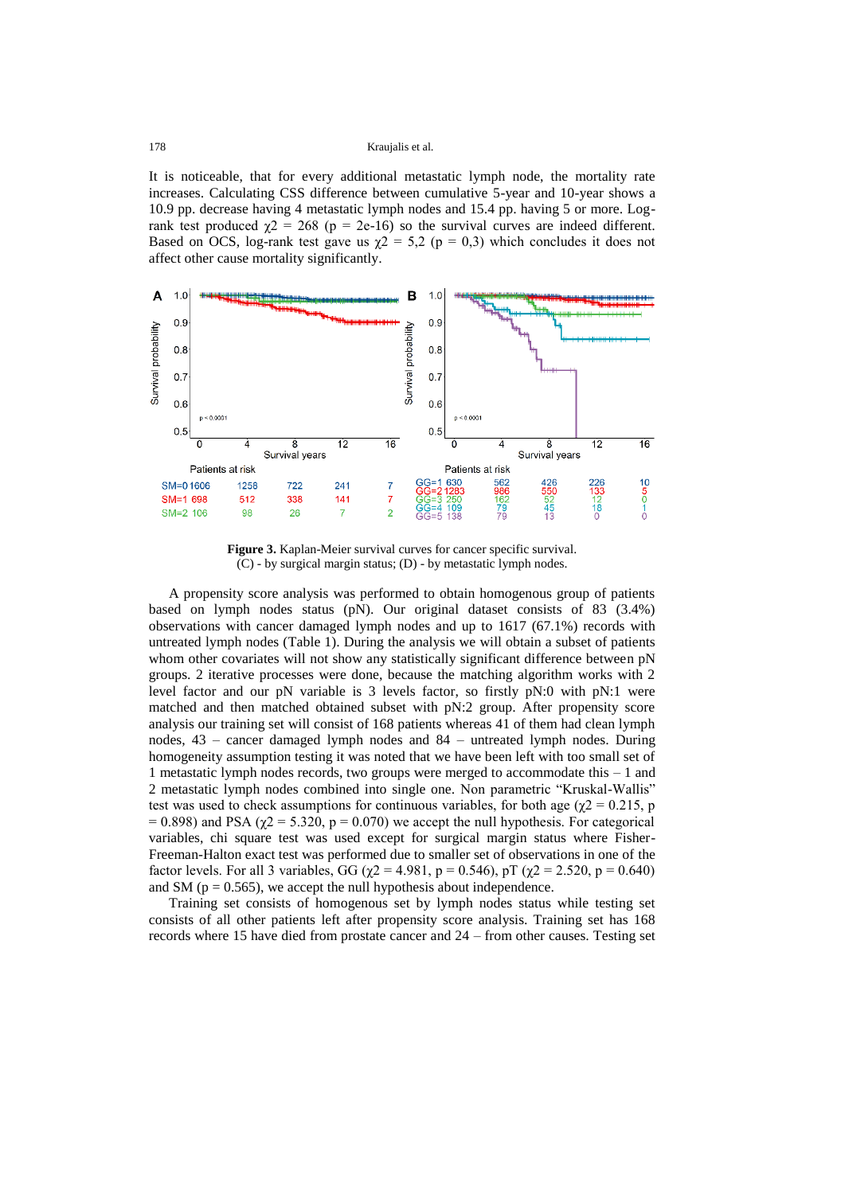It is noticeable, that for every additional metastatic lymph node, the mortality rate increases. Calculating CSS difference between cumulative 5-year and 10-year shows a 10.9 pp. decrease having 4 metastatic lymph nodes and 15.4 pp. having 5 or more. Log-rank test produced $\chi2$ = 268 (p = 2e-16) so the survival curves are indeed different. Based on OCS, log-rank test gave us $\chi2$ = 5,2 (p = 0,3) which concludes it does not affect other cause mortality significantly.

**Figure 3.** Kaplan-Meier survival curves for cancer specific survival. (C) - by surgical margin status; (D) - by metastatic lymph nodes.

A propensity score analysis was performed to obtain homogenous group of patients based on lymph nodes status (pN). Our original dataset consists of 83 (3.4%) observations with cancer damaged lymph nodes and up to 1617 (67.1%) records with untreated lymph nodes (Table 1). During the analysis we will obtain a subset of patients whom other covariates will not show any statistically significant difference between pN groups. 2 iterative processes were done, because the matching algorithm works with 2 level factor and our pN variable is 3 levels factor, so firstly pN:0 with pN:1 were matched and then matched obtained subset with pN:2 group. After propensity score analysis our training set will consist of 168 patients whereas 41 of them had clean lymph nodes, 43 – cancer damaged lymph nodes and 84 – untreated lymph nodes. During homogeneity assumption testing it was noted that we have been left with too small set of 1 metastatic lymph nodes records, two groups were merged to accommodate this – 1 and 2 metastatic lymph nodes combined into single one. Non parametric "Kruskal-Wallis" test was used to check assumptions for continuous variables, for both age ($\chi2$ = 0.215, p = 0.898) and PSA ($\chi2$ = 5.320, p = 0.070) we accept the null hypothesis. For categorical variables, chi square test was used except for surgical margin status where Fisher-Freeman-Halton exact test was performed due to smaller set of observations in one of the factor levels. For all 3 variables, GG ($\chi2$ = 4.981, p = 0.546), pT ($\chi2$ = 2.520, p = 0.640) and SM (p = 0.565), we accept the null hypothesis about independence.

Training set consists of homogenous set by lymph nodes status while testing set consists of all other patients left after propensity score analysis. Training set has 168 records where 15 have died from prostate cancer and 24 – from other causes. Testing set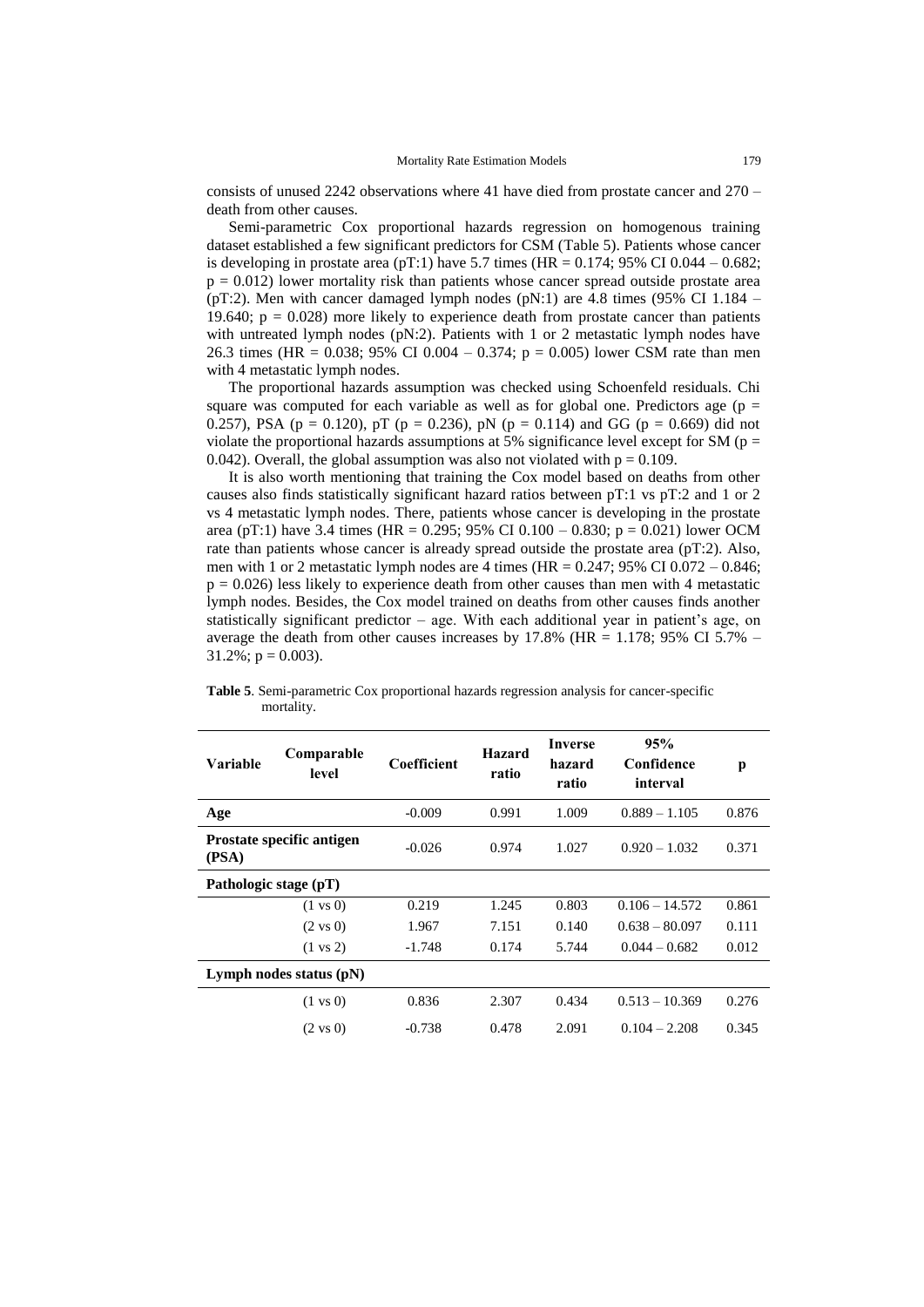consists of unused 2242 observations where 41 have died from prostate cancer and 270 – death from other causes.

Semi-parametric Cox proportional hazards regression on homogenous training dataset established a few significant predictors for CSM (Table 5). Patients whose cancer is developing in prostate area (pT:1) have 5.7 times (HR = 0.174; 95% CI 0.044 – 0.682; p = 0.012) lower mortality risk than patients whose cancer spread outside prostate area (pT:2). Men with cancer damaged lymph nodes (pN:1) are 4.8 times (95% CI 1.184 – 19.640; p = 0.028) more likely to experience death from prostate cancer than patients with untreated lymph nodes (pN:2). Patients with 1 or 2 metastatic lymph nodes have 26.3 times (HR = 0.038; 95% CI 0.004 – 0.374; p = 0.005) lower CSM rate than men with 4 metastatic lymph nodes.

The proportional hazards assumption was checked using Schoenfeld residuals. Chi square was computed for each variable as well as for global one. Predictors age (p = 0.257), PSA (p = 0.120), pT (p = 0.236), pN (p = 0.114) and GG (p = 0.669) did not violate the proportional hazards assumptions at 5% significance level except for SM (p = 0.042). Overall, the global assumption was also not violated with p = 0.109.

It is also worth mentioning that training the Cox model based on deaths from other causes also finds statistically significant hazard ratios between pT:1 vs pT:2 and 1 or 2 vs 4 metastatic lymph nodes. There, patients whose cancer is developing in the prostate area (pT:1) have 3.4 times (HR = 0.295; 95% CI 0.100 – 0.830; p = 0.021) lower OCM rate than patients whose cancer is already spread outside the prostate area (pT:2). Also, men with 1 or 2 metastatic lymph nodes are 4 times (HR = 0.247; 95% CI 0.072 – 0.846; p = 0.026) less likely to experience death from other causes than men with 4 metastatic lymph nodes. Besides, the Cox model trained on deaths from other causes finds another statistically significant predictor – age. With each additional year in patient's age, on average the death from other causes increases by 17.8% (HR = 1.178; 95% CI 5.7% – 31.2%; p = 0.003).

**Table 5**. Semi-parametric Cox proportional hazards regression analysis for cancer-specific mortality.

| Variable | Comparable level | Coefficient | Hazard ratio | Inverse hazard ratio | 95% Confidence interval | p |
|---|---|---|---|---|---|---|
| **Age** | | -0.009 | 0.991 | 1.009 | 0.889 – 1.105 | 0.876 |
| **Prostate specific antigen (PSA)** | | -0.026 | 0.974 | 1.027 | 0.920 – 1.032 | 0.371 |
| **Pathologic stage (pT)** | | | | | | |
| | (1 vs 0) | 0.219 | 1.245 | 0.803 | 0.106 – 14.572 | 0.861 |
| | (2 vs 0) | 1.967 | 7.151 | 0.140 | 0.638 – 80.097 | 0.111 |
| | (1 vs 2) | -1.748 | 0.174 | 5.744 | 0.044 – 0.682 | 0.012 |
| **Lymph nodes status (pN)** | | | | | | |
| | (1 vs 0) | 0.836 | 2.307 | 0.434 | 0.513 – 10.369 | 0.276 |
| | (2 vs 0) | -0.738 | 0.478 | 2.091 | 0.104 – 2.208 | 0.345 |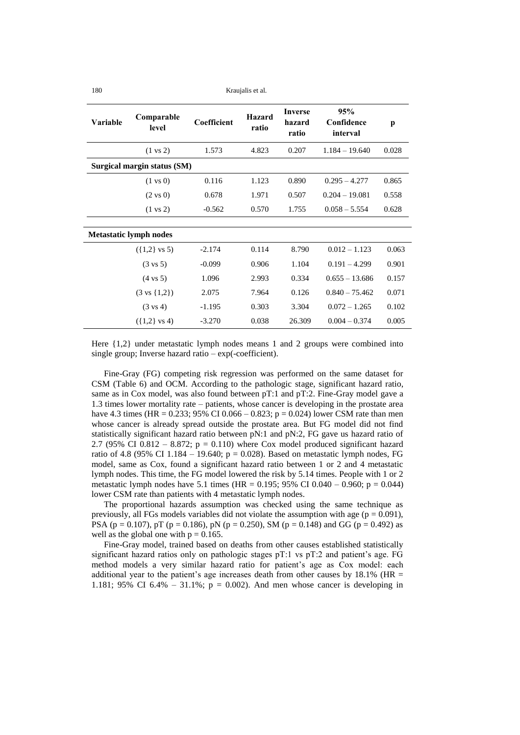| Variable | Comparable level | Coefficient | Hazard ratio | Inverse hazard ratio | 95% Confidence interval | p |
|---|---|---|---|---|---|---|
| | (1 vs 2) | 1.573 | 4.823 | 0.207 | 1.184 – 19.640 | 0.028 |
| **Surgical margin status (SM)** | | | | | | |
| | (1 vs 0) | 0.116 | 1.123 | 0.890 | 0.295 – 4.277 | 0.865 |
| | (2 vs 0) | 0.678 | 1.971 | 0.507 | 0.204 – 19.081 | 0.558 |
| | (1 vs 2) | -0.562 | 0.570 | 1.755 | 0.058 – 5.554 | 0.628 |
| **Metastatic lymph nodes** | | | | | | |
| | ({1,2} vs 5) | -2.174 | 0.114 | 8.790 | 0.012 – 1.123 | 0.063 |
| | (3 vs 5) | -0.099 | 0.906 | 1.104 | 0.191 – 4.299 | 0.901 |
| | (4 vs 5) | 1.096 | 2.993 | 0.334 | 0.655 – 13.686 | 0.157 |
| | (3 vs {1,2}) | 2.075 | 7.964 | 0.126 | 0.840 – 75.462 | 0.071 |
| | (3 vs 4) | -1.195 | 0.303 | 3.304 | 0.072 – 1.265 | 0.102 |
| | ({1,2} vs 4) | -3.270 | 0.038 | 26.309 | 0.004 – 0.374 | 0.005 |

Here {1,2} under metastatic lymph nodes means 1 and 2 groups were combined into single group; Inverse hazard ratio – exp(-coefficient).

Fine-Gray (FG) competing risk regression was performed on the same dataset for CSM (Table 6) and OCM. According to the pathologic stage, significant hazard ratio, same as in Cox model, was also found between pT:1 and pT:2. Fine-Gray model gave a 1.3 times lower mortality rate – patients, whose cancer is developing in the prostate area have 4.3 times (HR = 0.233; 95% CI 0.066 – 0.823; p = 0.024) lower CSM rate than men whose cancer is already spread outside the prostate area. But FG model did not find statistically significant hazard ratio between pN:1 and pN:2, FG gave us hazard ratio of 2.7 (95% CI 0.812 – 8.872; p = 0.110) where Cox model produced significant hazard ratio of 4.8 (95% CI 1.184 – 19.640; p = 0.028). Based on metastatic lymph nodes, FG model, same as Cox, found a significant hazard ratio between 1 or 2 and 4 metastatic lymph nodes. This time, the FG model lowered the risk by 5.14 times. People with 1 or 2 metastatic lymph nodes have 5.1 times (HR = 0.195; 95% CI 0.040 – 0.960; p = 0.044) lower CSM rate than patients with 4 metastatic lymph nodes.

The proportional hazards assumption was checked using the same technique as previously, all FGs models variables did not violate the assumption with age (p = 0.091), PSA (p = 0.107), pT (p = 0.186), pN (p = 0.250), SM (p = 0.148) and GG (p = 0.492) as well as the global one with p = 0.165.

Fine-Gray model, trained based on deaths from other causes established statistically significant hazard ratios only on pathologic stages pT:1 vs pT:2 and patient's age. FG method models a very similar hazard ratio for patient's age as Cox model: each additional year to the patient's age increases death from other causes by 18.1% (HR = 1.181; 95% CI 6.4% – 31.1%; p = 0.002). And men whose cancer is developing in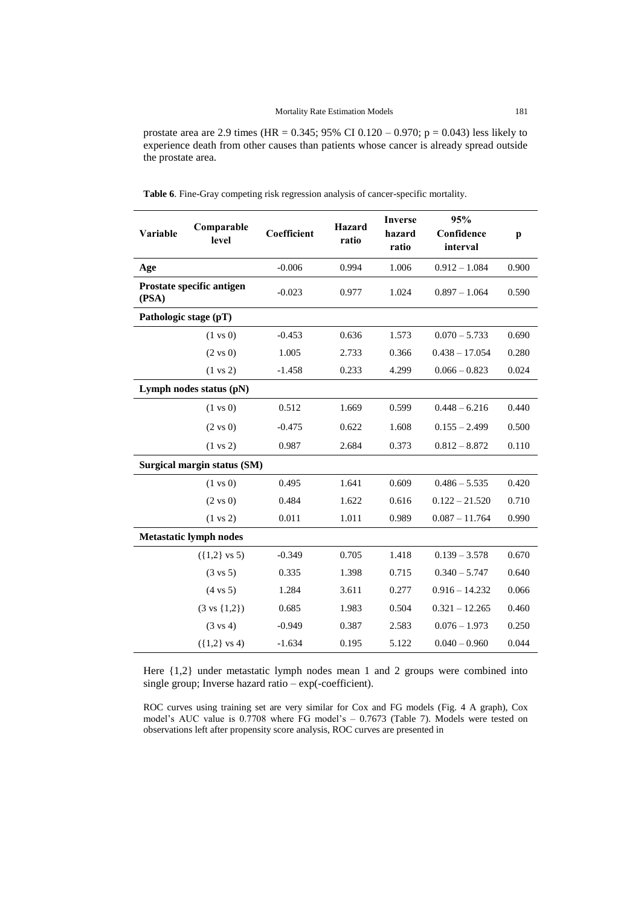prostate area are 2.9 times (HR = 0.345; 95% CI 0.120 – 0.970; p = 0.043) less likely to experience death from other causes than patients whose cancer is already spread outside the prostate area.

**Table 6**. Fine-Gray competing risk regression analysis of cancer-specific mortality.

| Variable | Comparable level | Coefficient | Hazard ratio | Inverse hazard ratio | 95% Confidence interval | p |
|---|---|---|---|---|---|---|
| **Age** | | -0.006 | 0.994 | 1.006 | 0.912 – 1.084 | 0.900 |
| **Prostate specific antigen (PSA)** | | -0.023 | 0.977 | 1.024 | 0.897 – 1.064 | 0.590 |
| **Pathologic stage (pT)** | | | | | | |
| | (1 vs 0) | -0.453 | 0.636 | 1.573 | 0.070 – 5.733 | 0.690 |
| | (2 vs 0) | 1.005 | 2.733 | 0.366 | 0.438 – 17.054 | 0.280 |
| | (1 vs 2) | -1.458 | 0.233 | 4.299 | 0.066 – 0.823 | 0.024 |
| **Lymph nodes status (pN)** | | | | | | |
| | (1 vs 0) | 0.512 | 1.669 | 0.599 | 0.448 – 6.216 | 0.440 |
| | (2 vs 0) | -0.475 | 0.622 | 1.608 | 0.155 – 2.499 | 0.500 |
| | (1 vs 2) | 0.987 | 2.684 | 0.373 | 0.812 – 8.872 | 0.110 |
| **Surgical margin status (SM)** | | | | | | |
| | (1 vs 0) | 0.495 | 1.641 | 0.609 | 0.486 – 5.535 | 0.420 |
| | (2 vs 0) | 0.484 | 1.622 | 0.616 | 0.122 – 21.520 | 0.710 |
| | (1 vs 2) | 0.011 | 1.011 | 0.989 | 0.087 – 11.764 | 0.990 |
| **Metastatic lymph nodes** | | | | | | |
| | ({1,2} vs 5) | -0.349 | 0.705 | 1.418 | 0.139 – 3.578 | 0.670 |
| | (3 vs 5) | 0.335 | 1.398 | 0.715 | 0.340 – 5.747 | 0.640 |
| | (4 vs 5) | 1.284 | 3.611 | 0.277 | 0.916 – 14.232 | 0.066 |
| | (3 vs {1,2}) | 0.685 | 1.983 | 0.504 | 0.321 – 12.265 | 0.460 |
| | (3 vs 4) | -0.949 | 0.387 | 2.583 | 0.076 – 1.973 | 0.250 |
| | ({1,2} vs 4) | -1.634 | 0.195 | 5.122 | 0.040 – 0.960 | 0.044 |

Here {1,2} under metastatic lymph nodes mean 1 and 2 groups were combined into single group; Inverse hazard ratio – exp(-coefficient).

ROC curves using training set are very similar for Cox and FG models (Fig. 4 A graph), Cox model's AUC value is 0.7708 where FG model's – 0.7673 (Table 7). Models were tested on observations left after propensity score analysis, ROC curves are presented in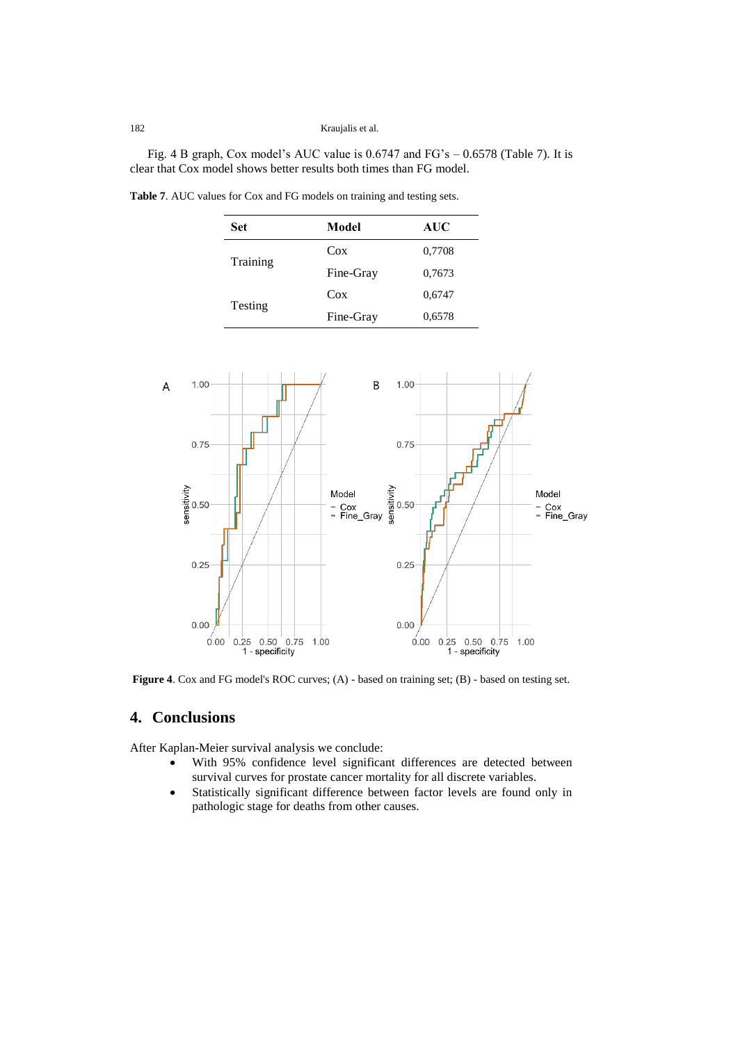Fig. 4 B graph, Cox model's AUC value is 0.6747 and FG's – 0.6578 (Table 7). It is clear that Cox model shows better results both times than FG model.

**Table 7**. AUC values for Cox and FG models on training and testing sets.

| Set | Model | AUC |
|---|---|---|
| Training | Cox | 0,7708 |
| | Fine-Gray | 0,7673 |
| Testing | Cox | 0,6747 |
| | Fine-Gray | 0,6578 |

**Figure 4**. Cox and FG model's ROC curves; (A) - based on training set; (B) - based on testing set.

## 4. Conclusions

After Kaplan-Meier survival analysis we conclude:

- With 95% confidence level significant differences are detected between survival curves for prostate cancer mortality for all discrete variables.
- Statistically significant difference between factor levels are found only in pathologic stage for deaths from other causes.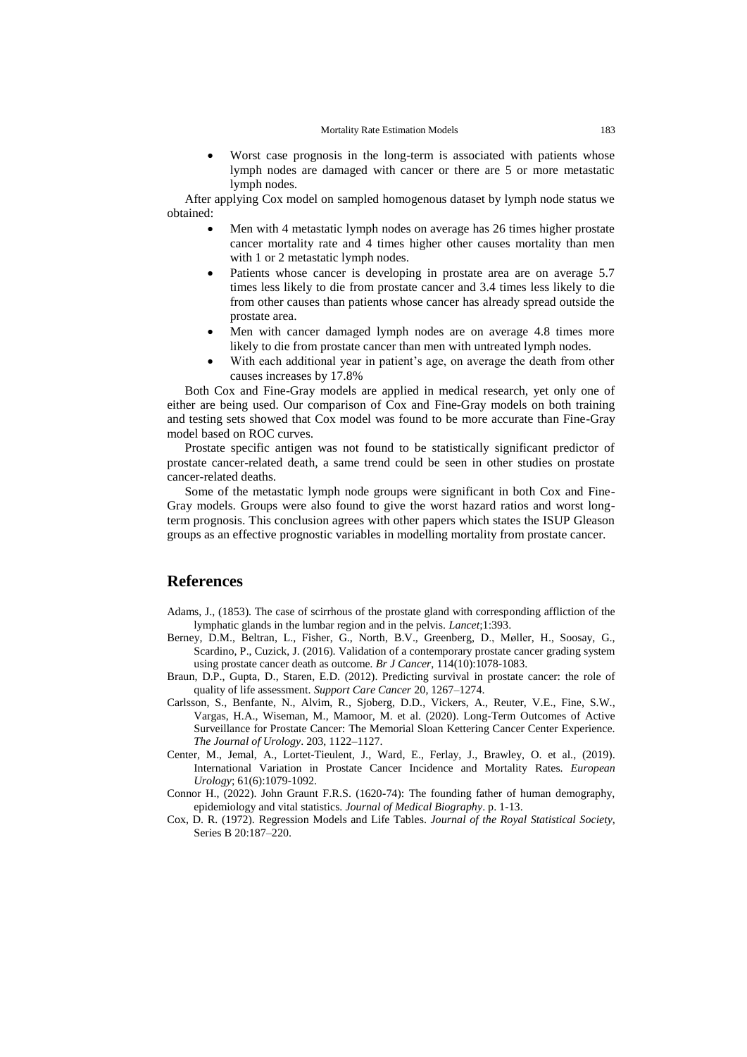- Worst case prognosis in the long-term is associated with patients whose lymph nodes are damaged with cancer or there are 5 or more metastatic lymph nodes.

After applying Cox model on sampled homogenous dataset by lymph node status we obtained:

- Men with 4 metastatic lymph nodes on average has 26 times higher prostate cancer mortality rate and 4 times higher other causes mortality than men with 1 or 2 metastatic lymph nodes.
- Patients whose cancer is developing in prostate area are on average 5.7 times less likely to die from prostate cancer and 3.4 times less likely to die from other causes than patients whose cancer has already spread outside the prostate area.
- Men with cancer damaged lymph nodes are on average 4.8 times more likely to die from prostate cancer than men with untreated lymph nodes.
- With each additional year in patient's age, on average the death from other causes increases by 17.8%

Both Cox and Fine-Gray models are applied in medical research, yet only one of either are being used. Our comparison of Cox and Fine-Gray models on both training and testing sets showed that Cox model was found to be more accurate than Fine-Gray model based on ROC curves.

Prostate specific antigen was not found to be statistically significant predictor of prostate cancer-related death, a same trend could be seen in other studies on prostate cancer-related deaths.

Some of the metastatic lymph node groups were significant in both Cox and Fine-Gray models. Groups were also found to give the worst hazard ratios and worst long-term prognosis. This conclusion agrees with other papers which states the ISUP Gleason groups as an effective prognostic variables in modelling mortality from prostate cancer.

## References

Adams, J., (1853). The case of scirrhous of the prostate gland with corresponding affliction of the lymphatic glands in the lumbar region and in the pelvis. *Lancet*;1:393.

Berney, D.M., Beltran, L., Fisher, G., North, B.V., Greenberg, D., Møller, H., Soosay, G., Scardino, P., Cuzick, J. (2016). Validation of a contemporary prostate cancer grading system using prostate cancer death as outcome. *Br J Cancer*, 114(10):1078-1083.

Braun, D.P., Gupta, D., Staren, E.D. (2012). Predicting survival in prostate cancer: the role of quality of life assessment. *Support Care Cancer* 20, 1267–1274.

Carlsson, S., Benfante, N., Alvim, R., Sjoberg, D.D., Vickers, A., Reuter, V.E., Fine, S.W., Vargas, H.A., Wiseman, M., Mamoor, M. et al. (2020). Long-Term Outcomes of Active Surveillance for Prostate Cancer: The Memorial Sloan Kettering Cancer Center Experience. *The Journal of Urology*. 203, 1122–1127.

Center, M., Jemal, A., Lortet-Tieulent, J., Ward, E., Ferlay, J., Brawley, O. et al., (2019). International Variation in Prostate Cancer Incidence and Mortality Rates. *European Urology*; 61(6):1079-1092.

Connor H., (2022). John Graunt F.R.S. (1620-74): The founding father of human demography, epidemiology and vital statistics. *Journal of Medical Biography*. p. 1-13.

Cox, D. R. (1972). Regression Models and Life Tables. *Journal of the Royal Statistical Society*, Series B 20:187–220.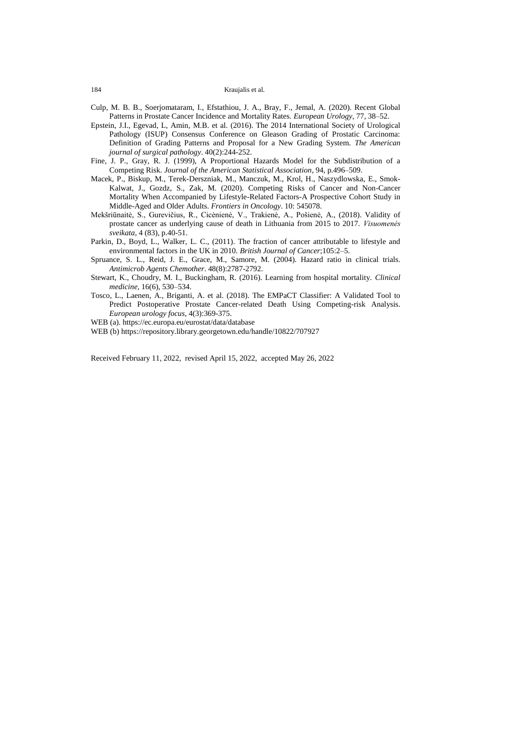Culp, M. B. B., Soerjomataram, I., Efstathiou, J. A., Bray, F., Jemal, A. (2020). Recent Global Patterns in Prostate Cancer Incidence and Mortality Rates. *European Urology*, 77, 38–52.

Epstein, J.I., Egevad, L, Amin, M.B. et al. (2016). The 2014 International Society of Urological Pathology (ISUP) Consensus Conference on Gleason Grading of Prostatic Carcinoma: Definition of Grading Patterns and Proposal for a New Grading System. *The American journal of surgical pathology*. 40(2):244-252.

Fine, J. P., Gray, R. J. (1999), A Proportional Hazards Model for the Subdistribution of a Competing Risk. *Journal of the American Statistical Association*, 94, p.496–509.

Macek, P., Biskup, M., Terek-Derszniak, M., Manczuk, M., Krol, H., Naszydlowska, E., Smok-Kalwat, J., Gozdz, S., Zak, M. (2020). Competing Risks of Cancer and Non-Cancer Mortality When Accompanied by Lifestyle-Related Factors-A Prospective Cohort Study in Middle-Aged and Older Adults. *Frontiers in Oncology*. 10: 545078.

Mekšriūnaitė, S., Gurevičius, R., Cicėnienė, V., Trakienė, A., Pošienė, A., (2018). Validity of prostate cancer as underlying cause of death in Lithuania from 2015 to 2017. *Visuomenės sveikata*, 4 (83), p.40-51.

Parkin, D., Boyd, L., Walker, L. C., (2011). The fraction of cancer attributable to lifestyle and environmental factors in the UK in 2010. *British Journal of Cancer*;105:2–5.

Spruance, S. L., Reid, J. E., Grace, M., Samore, M. (2004). Hazard ratio in clinical trials. *Antimicrob Agents Chemother*. 48(8):2787-2792.

Stewart, K., Choudry, M. I., Buckingham, R. (2016). Learning from hospital mortality. *Clinical medicine*, 16(6), 530–534.

Tosco, L., Laenen, A., Briganti, A. et al. (2018). The EMPaCT Classifier: A Validated Tool to Predict Postoperative Prostate Cancer-related Death Using Competing-risk Analysis. *European urology focus*, 4(3):369-375.

WEB (a). https://ec.europa.eu/eurostat/data/database

WEB (b) https://repository.library.georgetown.edu/handle/10822/707927

Received February 11, 2022, revised April 15, 2022, accepted May 26, 2022